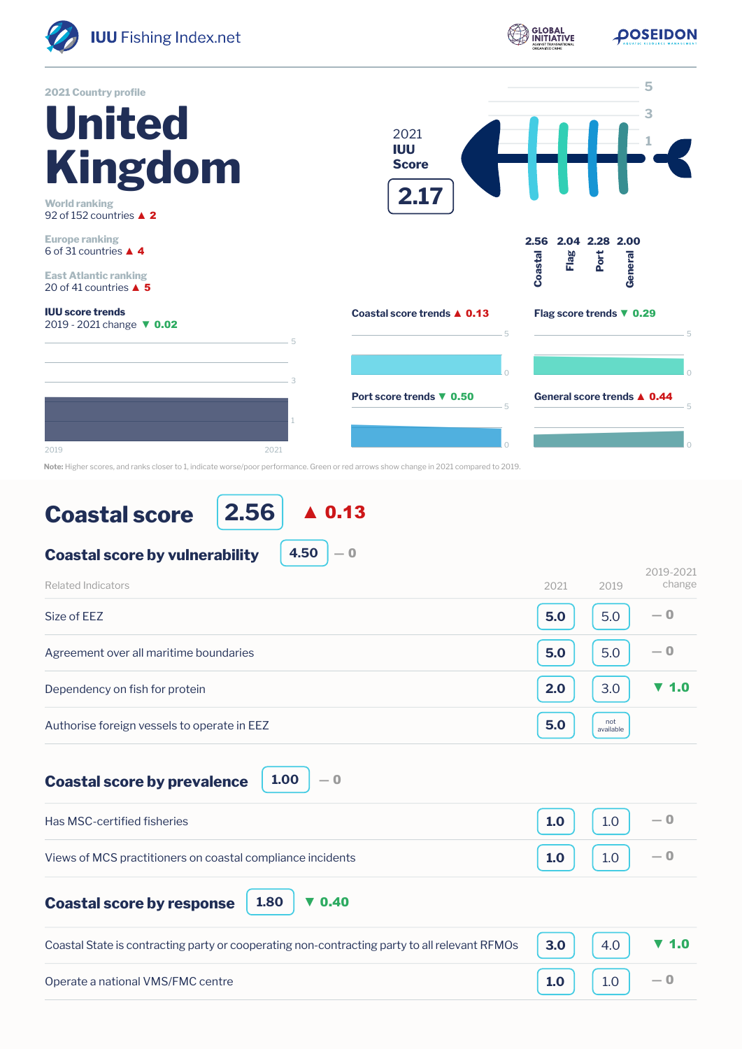IUU Fishing Index.net

2021 Country profile

# United Kingdom

World ranking
92 of 152 countries ▲ 2

Europe ranking
6 of 31 countries ▲ 4

East Atlantic ranking
20 of 41 countries ▲ 5

2021 IUU Score **2.17**

| Coastal | Flag | Port | General |
|---|---|---|---|
| 2.56 | 2.04 | 2.28 | 2.00 |

**IUU score trends**
2019 - 2021 change ▼ 0.02

**Coastal score trends** ▲ 0.13

**Flag score trends** ▼ 0.29

**Port score trends** ▼ 0.50

**General score trends** ▲ 0.44

**Note:** Higher scores, and ranks closer to 1, indicate worse/poor performance. Green or red arrows show change in 2021 compared to 2019.

## Coastal score 2.56 ▲ 0.13

### Coastal score by vulnerability 4.50 — 0

| Related Indicators | 2021 | 2019 | 2019-2021 change |
|---|---|---|---|
| Size of EEZ | 5.0 | 5.0 | — 0 |
| Agreement over all maritime boundaries | 5.0 | 5.0 | — 0 |
| Dependency on fish for protein | 2.0 | 3.0 | ▼ 1.0 |
| Authorise foreign vessels to operate in EEZ | 5.0 | not available | |

### Coastal score by prevalence 1.00 — 0

| Related Indicators | 2021 | 2019 | 2019-2021 change |
|---|---|---|---|
| Has MSC-certified fisheries | 1.0 | 1.0 | — 0 |
| Views of MCS practitioners on coastal compliance incidents | 1.0 | 1.0 | — 0 |

### Coastal score by response 1.80 ▼ 0.40

| Related Indicators | 2021 | 2019 | 2019-2021 change |
|---|---|---|---|
| Coastal State is contracting party or cooperating non-contracting party to all relevant RFMOs | 3.0 | 4.0 | ▼ 1.0 |
| Operate a national VMS/FMC centre | 1.0 | 1.0 | — 0 |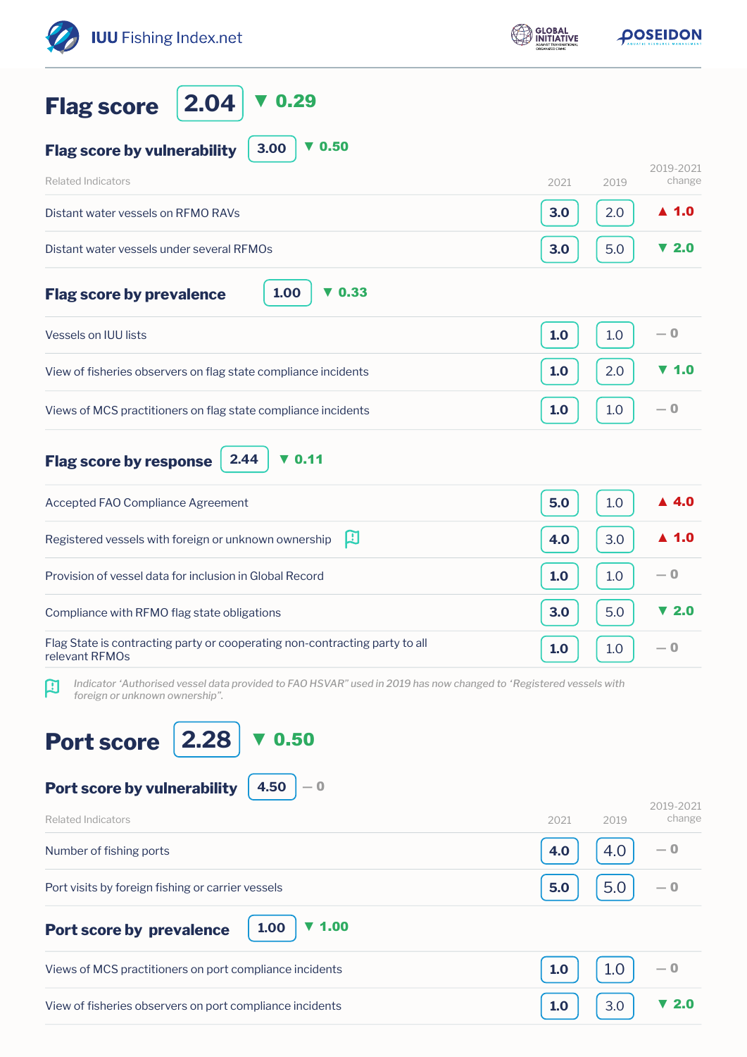# Flag score 2.04 ▼ 0.29

## Flag score by vulnerability 3.00 ▼ 0.50

| Related Indicators | 2021 | 2019 | 2019-2021 change |
|---|---|---|---|
| Distant water vessels on RFMO RAVs | 3.0 | 2.0 | ▲ 1.0 |
| Distant water vessels under several RFMOs | 3.0 | 5.0 | ▼ 2.0 |

## Flag score by prevalence 1.00 ▼ 0.33

| Related Indicators | 2021 | 2019 | 2019-2021 change |
|---|---|---|---|
| Vessels on IUU lists | 1.0 | 1.0 | — 0 |
| View of fisheries observers on flag state compliance incidents | 1.0 | 2.0 | ▼ 1.0 |
| Views of MCS practitioners on flag state compliance incidents | 1.0 | 1.0 | — 0 |

## Flag score by response 2.44 ▼ 0.11

| Related Indicators | 2021 | 2019 | 2019-2021 change |
|---|---|---|---|
| Accepted FAO Compliance Agreement | 5.0 | 1.0 | ▲ 4.0 |
| Registered vessels with foreign or unknown ownership | 4.0 | 3.0 | ▲ 1.0 |
| Provision of vessel data for inclusion in Global Record | 1.0 | 1.0 | — 0 |
| Compliance with RFMO flag state obligations | 3.0 | 5.0 | ▼ 2.0 |
| Flag State is contracting party or cooperating non-contracting party to all relevant RFMOs | 1.0 | 1.0 | — 0 |

*Indicator 'Authorised vessel data provided to FAO HSVAR" used in 2019 has now changed to 'Registered vessels with foreign or unknown ownership".*

# Port score 2.28 ▼ 0.50

## Port score by vulnerability 4.50 — 0

| Related Indicators | 2021 | 2019 | 2019-2021 change |
|---|---|---|---|
| Number of fishing ports | 4.0 | 4.0 | — 0 |
| Port visits by foreign fishing or carrier vessels | 5.0 | 5.0 | — 0 |

## Port score by prevalence 1.00 ▼ 1.00

| Related Indicators | 2021 | 2019 | 2019-2021 change |
|---|---|---|---|
| Views of MCS practitioners on port compliance incidents | 1.0 | 1.0 | — 0 |
| View of fisheries observers on port compliance incidents | 1.0 | 3.0 | ▼ 2.0 |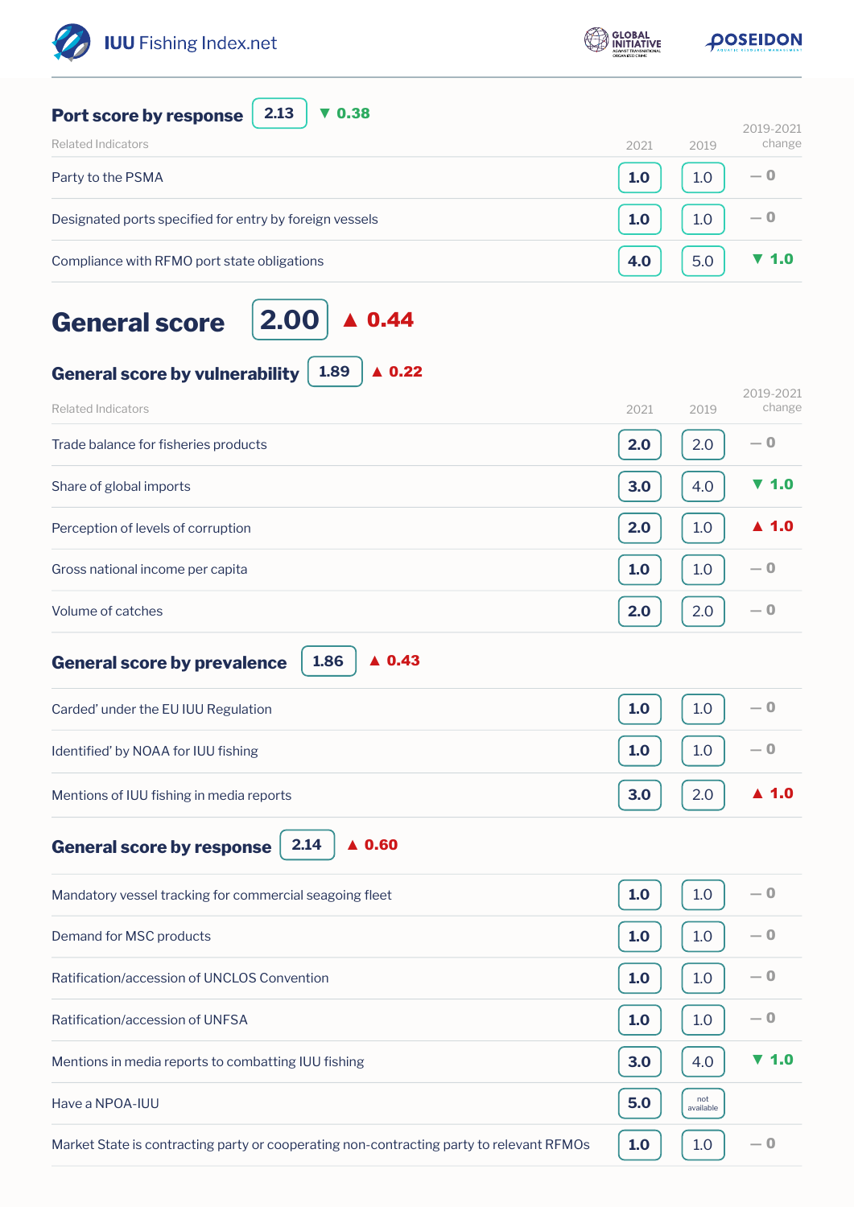## Port score by response 2.13 ▼ 0.38

| Related Indicators | 2021 | 2019 | 2019-2021 change |
|---|---|---|---|
| Party to the PSMA | 1.0 | 1.0 | — 0 |
| Designated ports specified for entry by foreign vessels | 1.0 | 1.0 | — 0 |
| Compliance with RFMO port state obligations | 4.0 | 5.0 | ▼ 1.0 |

# General score 2.00 ▲ 0.44

## General score by vulnerability 1.89 ▲ 0.22

| Related Indicators | 2021 | 2019 | 2019-2021 change |
|---|---|---|---|
| Trade balance for fisheries products | 2.0 | 2.0 | — 0 |
| Share of global imports | 3.0 | 4.0 | ▼ 1.0 |
| Perception of levels of corruption | 2.0 | 1.0 | ▲ 1.0 |
| Gross national income per capita | 1.0 | 1.0 | — 0 |
| Volume of catches | 2.0 | 2.0 | — 0 |

## General score by prevalence 1.86 ▲ 0.43

| Related Indicators | 2021 | 2019 | 2019-2021 change |
|---|---|---|---|
| Carded' under the EU IUU Regulation | 1.0 | 1.0 | — 0 |
| Identified' by NOAA for IUU fishing | 1.0 | 1.0 | — 0 |
| Mentions of IUU fishing in media reports | 3.0 | 2.0 | ▲ 1.0 |

## General score by response 2.14 ▲ 0.60

| Related Indicators | 2021 | 2019 | 2019-2021 change |
|---|---|---|---|
| Mandatory vessel tracking for commercial seagoing fleet | 1.0 | 1.0 | — 0 |
| Demand for MSC products | 1.0 | 1.0 | — 0 |
| Ratification/accession of UNCLOS Convention | 1.0 | 1.0 | — 0 |
| Ratification/accession of UNFSA | 1.0 | 1.0 | — 0 |
| Mentions in media reports to combatting IUU fishing | 3.0 | 4.0 | ▼ 1.0 |
| Have a NPOA-IUU | 5.0 | not available | |
| Market State is contracting party or cooperating non-contracting party to relevant RFMOs | 1.0 | 1.0 | — 0 |